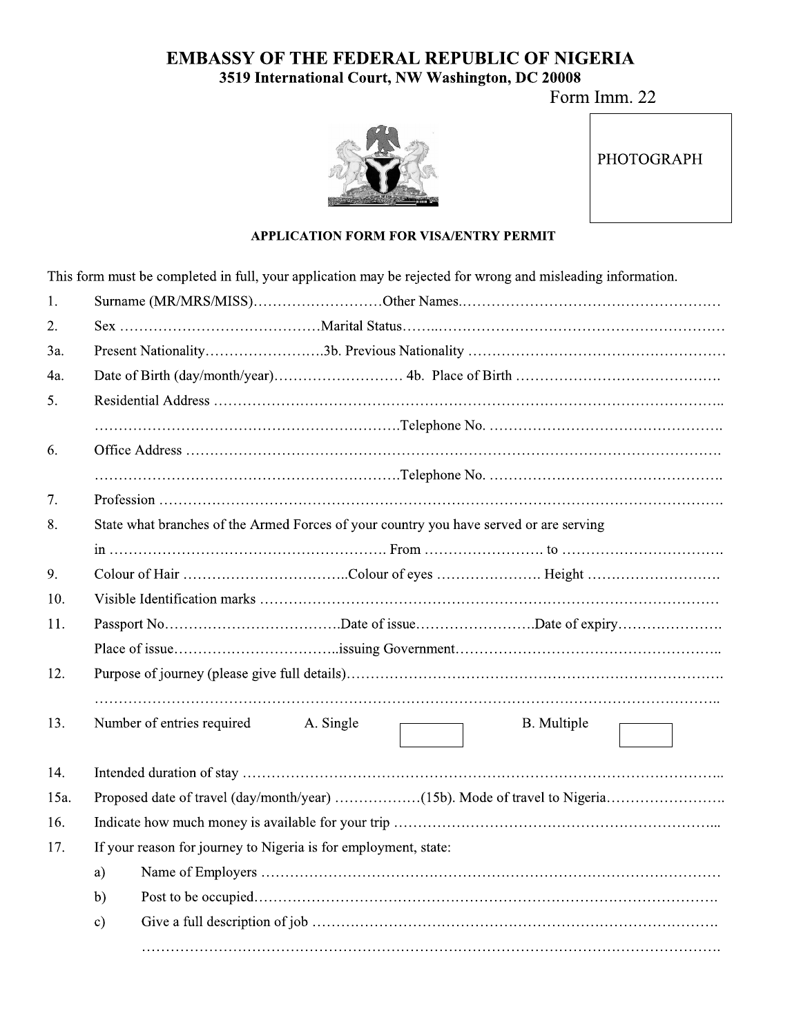# EMBASSY OF THE FEDERAL REPUBLIC OF NIGERIA

**3519 International Court, NW Washington, DC 20008**

Form Imm. 22

PHOTOGRAPH

### APPLICATION FORM FOR VISA/ENTRY PERMIT

This form must be completed in full, your application may be rejected for wrong and misleading information.

1. Surname (MR/MRS/MISS)………………………Other Names………………………………………………
2. Sex ……………………………………Marital Status………………………………………………………
3a. Present Nationality…………………….3b. Previous Nationality ……………………………………………
4a. Date of Birth (day/month/year)……………………… 4b. Place of Birth ……………………………………
5. Residential Address ………………………………………………………………………………………..
   ………………………………………………………Telephone No. ………………………………………….
6. Office Address ………………………………………………………………………………………………
   ………………………………………………………Telephone No. ………………………………………….
7. Profession ……………………………………………………………………………………………………
8. State what branches of the Armed Forces of your country you have served or are serving
   in ………………………………………………… From ……………………. to ……………………………
9. Colour of Hair ……………………………..Colour of eyes …………………. Height ……………………….
10. Visible Identification marks …………………………………………………………………………………
11. Passport No………………………………Date of issue……………………Date of expiry………………….
    Place of issue……………………………..issuing Government………………………………………………..
12. Purpose of journey (please give full details)……………………………………………………………………
    …………………………………………………………………………………………………………………..
13. Number of entries required A. Single ☐ B. Multiple ☐
14. Intended duration of stay ……………………………………………………………………………………..
15a. Proposed date of travel (day/month/year) ………………(15b). Mode of travel to Nigeria…………………….
16. Indicate how much money is available for your trip …………………………………………………………...
17. If your reason for journey to Nigeria is for employment, state:
    a) Name of Employers …………………………………………………………………………………
    b) Post to be occupied………………………………………………………………………………….
    c) Give a full description of job ……………………………………………………………………….
       …………………………………………………………………………………………………………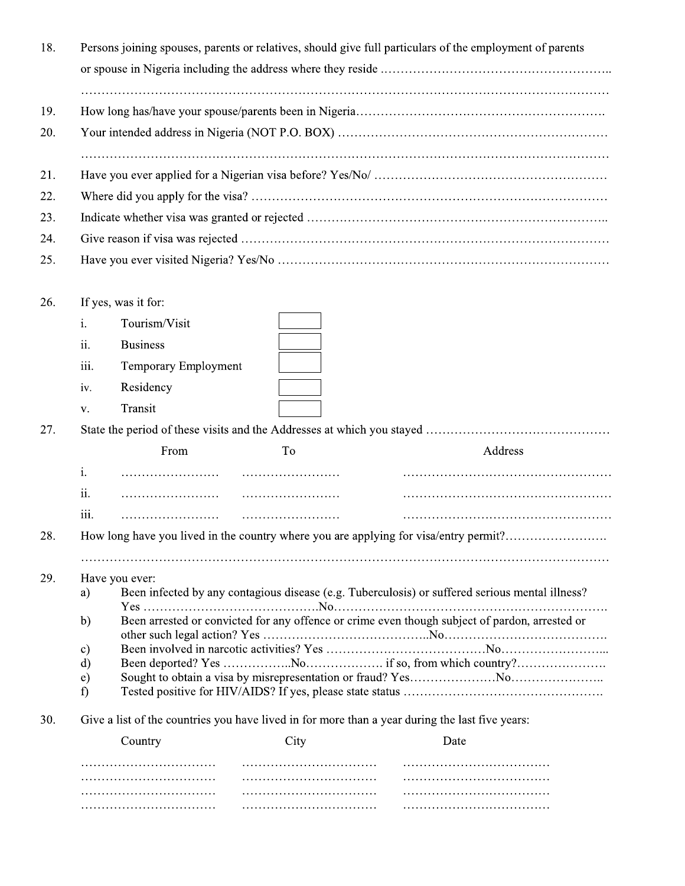18. Persons joining spouses, parents or relatives, should give full particulars of the employment of parents or spouse in Nigeria including the address where they reside ………………………………………………..

…………………………………………………………………………………………………………………

19. How long has/have your spouse/parents been in Nigeria…………………………………………………….

20. Your intended address in Nigeria (NOT P.O. BOX) ……………………………………………………….

…………………………………………………………………………………………………………………

21. Have you ever applied for a Nigerian visa before? Yes/No/ …………………………………………………

22. Where did you apply for the visa? ………………………………………………………………………………

23. Indicate whether visa was granted or rejected ………………………………………………………………..

24. Give reason if visa was rejected …………………………………………………………………………………

25. Have you ever visited Nigeria? Yes/No ………………………………………………………………………

26. If yes, was it for:

    i. Tourism/Visit ☐
    ii. Business ☐
    iii. Temporary Employment ☐
    iv. Residency ☐
    v. Transit ☐

27. State the period of these visits and the Addresses at which you stayed ……………………………………

|  | From | To | Address |
|---|---|---|---|
| i. | …………………… | …………………… | …………………………………………… |
| ii. | …………………… | …………………… | …………………………………………… |
| iii. | …………………… | …………………… | …………………………………………… |

28. How long have you lived in the country where you are applying for visa/entry permit?…………………….

…………………………………………………………………………………………………………………

29. Have you ever:
    a) Been infected by any contagious disease (e.g. Tuberculosis) or suffered serious mental illness? Yes ……………………………………No………………………………………………………….
    b) Been arrested or convicted for any offence or crime even though subject of pardon, arrested or other such legal action? Yes …………………………………..No………………………………….
    c) Been involved in narcotic activities? Yes …………………………………No……………………...
    d) Been deported? Yes ……………..No………………. if so, from which country?…………………
    e) Sought to obtain a visa by misrepresentation or fraud? Yes…………………No…………………..
    f) Tested positive for HIV/AIDS? If yes, please state status …………………………………………

30. Give a list of the countries you have lived in for more than a year during the last five years:

| Country | City | Date |
|---|---|---|
| …………………………… | …………………………… | ……………………………… |
| …………………………… | …………………………… | ……………………………… |
| …………………………… | …………………………… | ……………………………… |
| …………………………… | …………………………… | ……………………………… |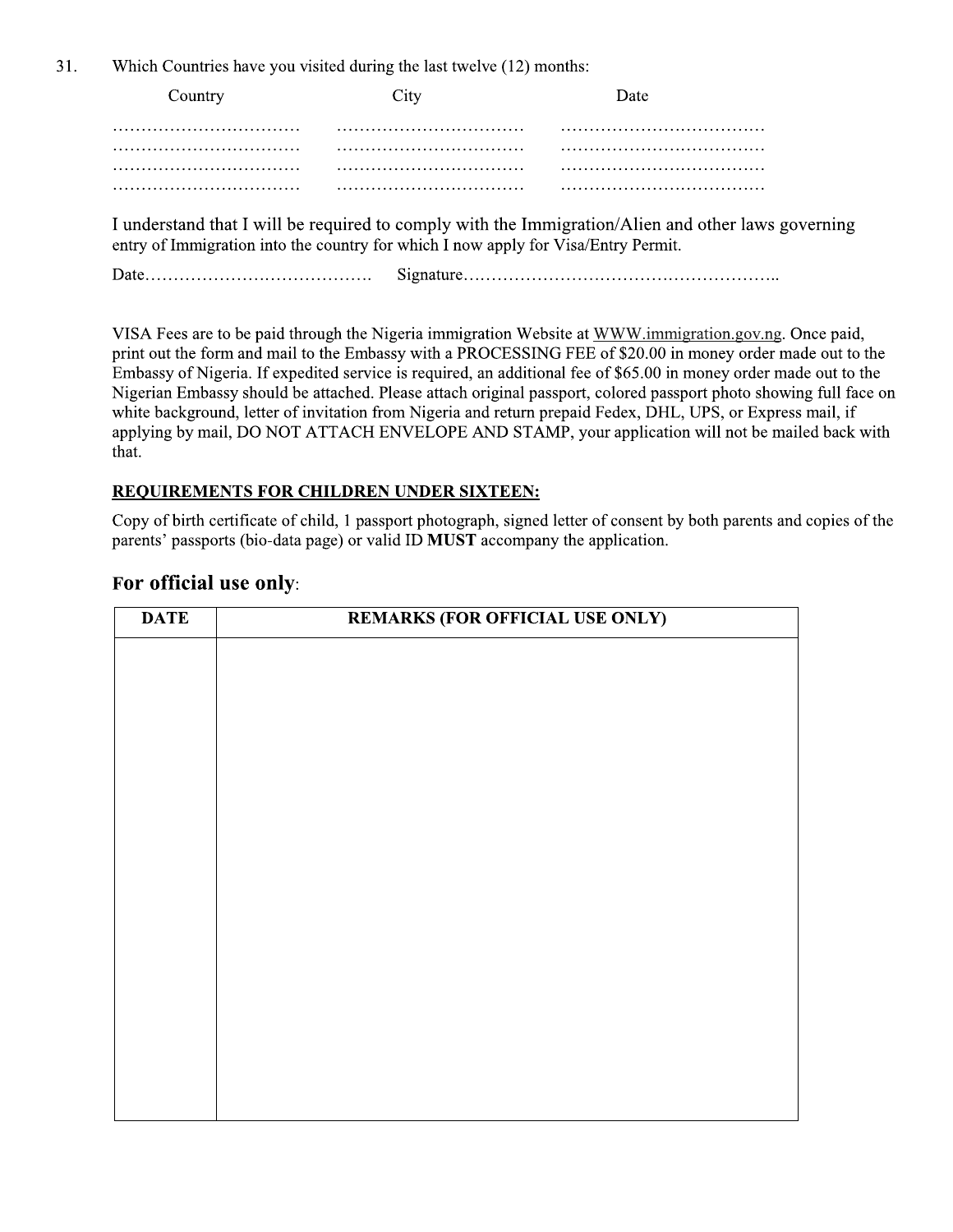31. Which Countries have you visited during the last twelve (12) months:

| Country | City | Date |
| --- | --- | --- |
| …………………………… | …………………………… | ……………………………… |
| …………………………… | …………………………… | ……………………………… |
| …………………………… | …………………………… | ……………………………… |
| …………………………… | …………………………… | ……………………………… |

I understand that I will be required to comply with the Immigration/Alien and other laws governing entry of Immigration into the country for which I now apply for Visa/Entry Permit.

Date…………………………………. Signature………………………………………………..

VISA Fees are to be paid through the Nigeria immigration Website at WWW.immigration.gov.ng. Once paid, print out the form and mail to the Embassy with a PROCESSING FEE of $20.00 in money order made out to the Embassy of Nigeria. If expedited service is required, an additional fee of $65.00 in money order made out to the Nigerian Embassy should be attached. Please attach original passport, colored passport photo showing full face on white background, letter of invitation from Nigeria and return prepaid Fedex, DHL, UPS, or Express mail, if applying by mail, DO NOT ATTACH ENVELOPE AND STAMP, your application will not be mailed back with that.

**REQUIREMENTS FOR CHILDREN UNDER SIXTEEN:**

Copy of birth certificate of child, 1 passport photograph, signed letter of consent by both parents and copies of the parents' passports (bio-data page) or valid ID **MUST** accompany the application.

## For official use only:

| DATE | REMARKS (FOR OFFICIAL USE ONLY) |
| --- | --- |
| | |